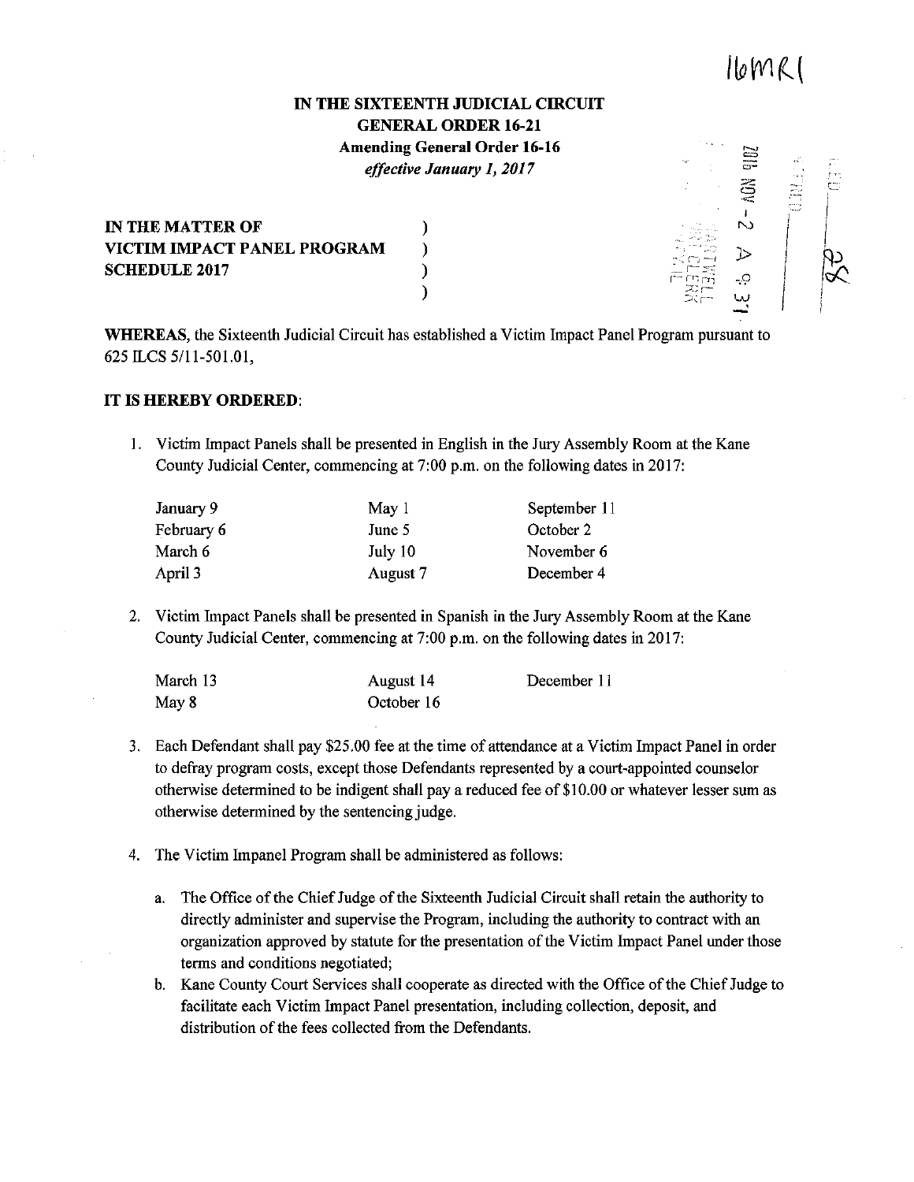16MR1

**IN THE SIXTEENTH JUDICIAL CIRCUIT**
**GENERAL ORDER 16-21**
**Amending General Order 16-16**
***effective January 1, 2017***

**IN THE MATTER OF**
**VICTIM IMPACT PANEL PROGRAM**
**SCHEDULE 2017**

**WHEREAS**, the Sixteenth Judicial Circuit has established a Victim Impact Panel Program pursuant to 625 ILCS 5/11-501.01,

**IT IS HEREBY ORDERED**:

1. Victim Impact Panels shall be presented in English in the Jury Assembly Room at the Kane County Judicial Center, commencing at 7:00 p.m. on the following dates in 2017:

| | | |
|---|---|---|
| January 9 | May 1 | September 11 |
| February 6 | June 5 | October 2 |
| March 6 | July 10 | November 6 |
| April 3 | August 7 | December 4 |

2. Victim Impact Panels shall be presented in Spanish in the Jury Assembly Room at the Kane County Judicial Center, commencing at 7:00 p.m. on the following dates in 2017:

| | | |
|---|---|---|
| March 13 | August 14 | December 11 |
| May 8 | October 16 | |

3. Each Defendant shall pay $25.00 fee at the time of attendance at a Victim Impact Panel in order to defray program costs, except those Defendants represented by a court-appointed counselor otherwise determined to be indigent shall pay a reduced fee of $10.00 or whatever lesser sum as otherwise determined by the sentencing judge.

4. The Victim Impanel Program shall be administered as follows:

   a. The Office of the Chief Judge of the Sixteenth Judicial Circuit shall retain the authority to directly administer and supervise the Program, including the authority to contract with an organization approved by statute for the presentation of the Victim Impact Panel under those terms and conditions negotiated;
   b. Kane County Court Services shall cooperate as directed with the Office of the Chief Judge to facilitate each Victim Impact Panel presentation, including collection, deposit, and distribution of the fees collected from the Defendants.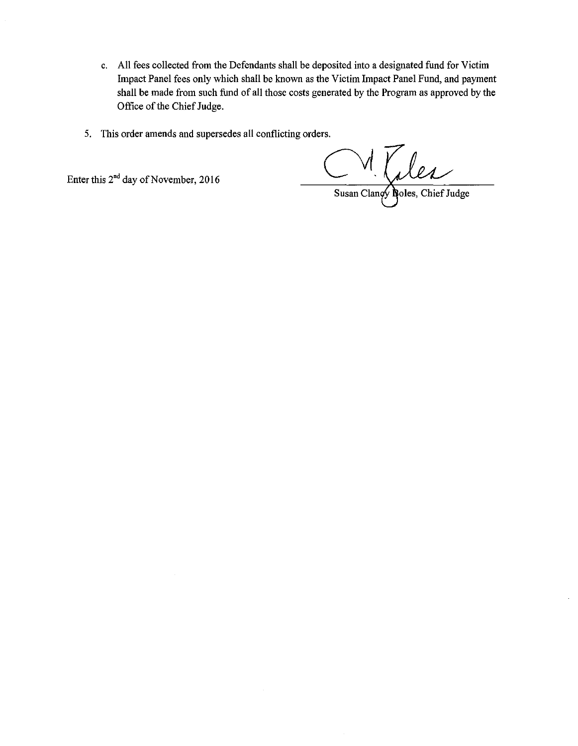c. All fees collected from the Defendants shall be deposited into a designated fund for Victim Impact Panel fees only which shall be known as the Victim Impact Panel Fund, and payment shall be made from such fund of all those costs generated by the Program as approved by the Office of the Chief Judge.

5. This order amends and supersedes all conflicting orders.

Enter this 2nd day of November, 2016

Susan Clancy Boles, Chief Judge